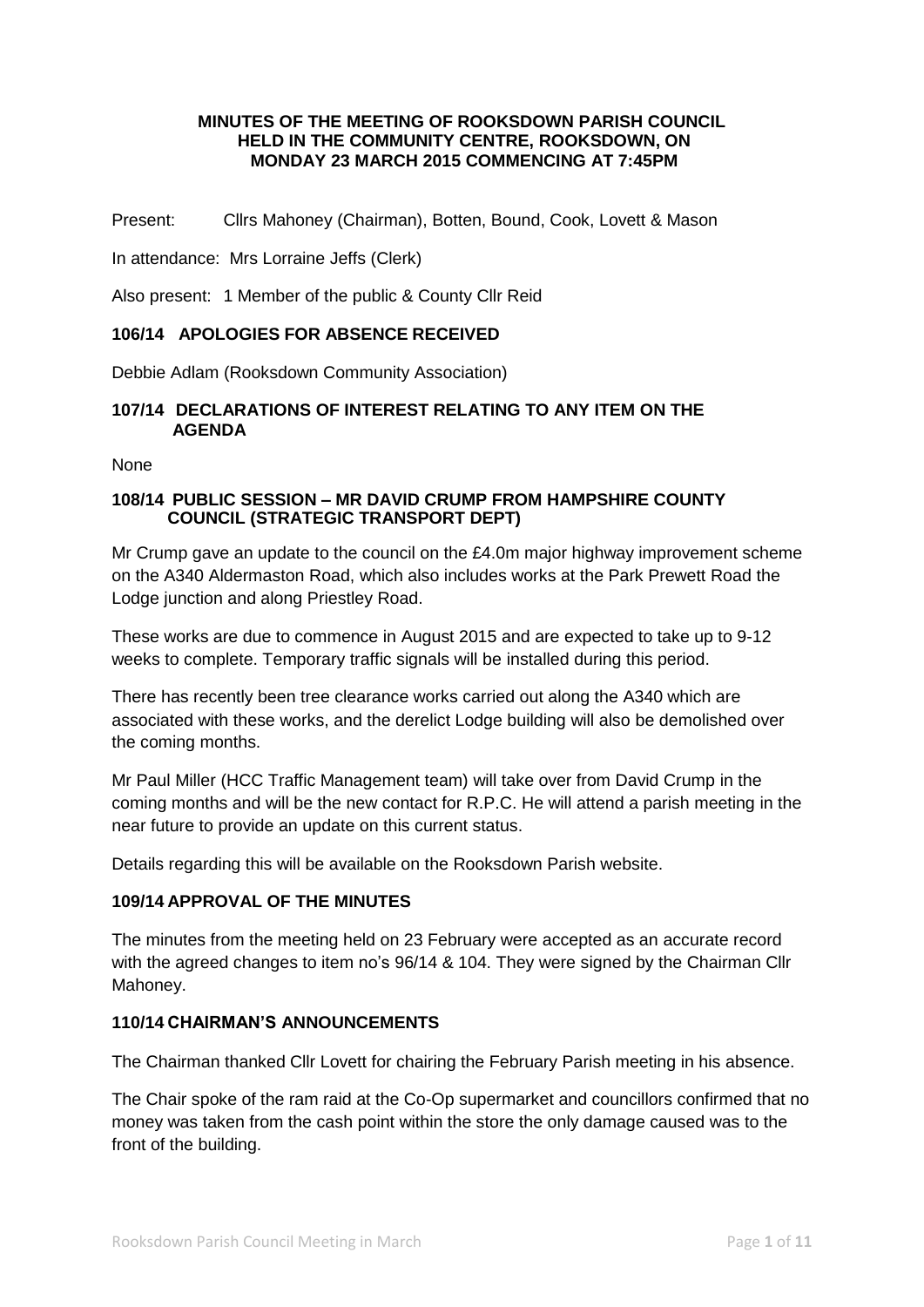**MINUTES OF THE MEETING OF ROOKSDOWN PARISH COUNCIL HELD IN THE COMMUNITY CENTRE, ROOKSDOWN, ON MONDAY 23 MARCH 2015 COMMENCING AT 7:45PM**

Present: Cllrs Mahoney (Chairman), Botten, Bound, Cook, Lovett & Mason

In attendance: Mrs Lorraine Jeffs (Clerk)

Also present: 1 Member of the public & County Cllr Reid

### 106/14 APOLOGIES FOR ABSENCE RECEIVED

Debbie Adlam (Rooksdown Community Association)

### 107/14 DECLARATIONS OF INTEREST RELATING TO ANY ITEM ON THE AGENDA

None

### 108/14 PUBLIC SESSION – MR DAVID CRUMP FROM HAMPSHIRE COUNTY COUNCIL (STRATEGIC TRANSPORT DEPT)

Mr Crump gave an update to the council on the £4.0m major highway improvement scheme on the A340 Aldermaston Road, which also includes works at the Park Prewett Road the Lodge junction and along Priestley Road.

These works are due to commence in August 2015 and are expected to take up to 9-12 weeks to complete. Temporary traffic signals will be installed during this period.

There has recently been tree clearance works carried out along the A340 which are associated with these works, and the derelict Lodge building will also be demolished over the coming months.

Mr Paul Miller (HCC Traffic Management team) will take over from David Crump in the coming months and will be the new contact for R.P.C. He will attend a parish meeting in the near future to provide an update on this current status.

Details regarding this will be available on the Rooksdown Parish website.

### 109/14 APPROVAL OF THE MINUTES

The minutes from the meeting held on 23 February were accepted as an accurate record with the agreed changes to item no's 96/14 & 104. They were signed by the Chairman Cllr Mahoney.

### 110/14 CHAIRMAN'S ANNOUNCEMENTS

The Chairman thanked Cllr Lovett for chairing the February Parish meeting in his absence.

The Chair spoke of the ram raid at the Co-Op supermarket and councillors confirmed that no money was taken from the cash point within the store the only damage caused was to the front of the building.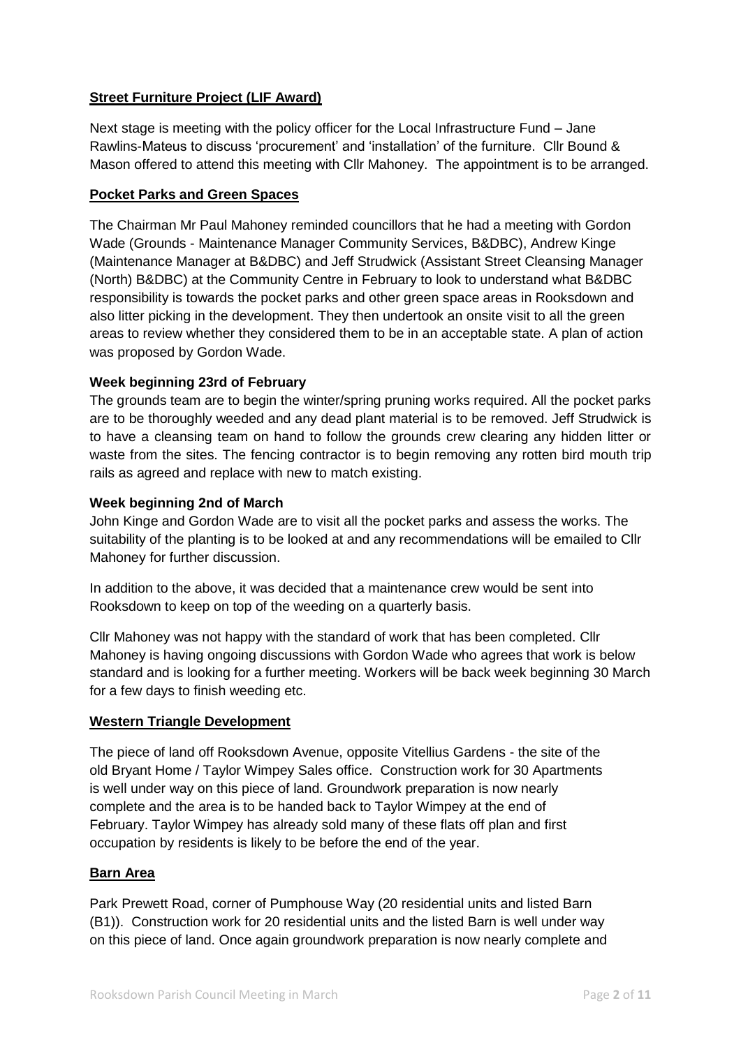**Street Furniture Project (LIF Award)**

Next stage is meeting with the policy officer for the Local Infrastructure Fund – Jane Rawlins-Mateus to discuss 'procurement' and 'installation' of the furniture. Cllr Bound & Mason offered to attend this meeting with Cllr Mahoney. The appointment is to be arranged.

**Pocket Parks and Green Spaces**

The Chairman Mr Paul Mahoney reminded councillors that he had a meeting with Gordon Wade (Grounds - Maintenance Manager Community Services, B&DBC), Andrew Kinge (Maintenance Manager at B&DBC) and Jeff Strudwick (Assistant Street Cleansing Manager (North) B&DBC) at the Community Centre in February to look to understand what B&DBC responsibility is towards the pocket parks and other green space areas in Rooksdown and also litter picking in the development. They then undertook an onsite visit to all the green areas to review whether they considered them to be in an acceptable state. A plan of action was proposed by Gordon Wade.

**Week beginning 23rd of February**

The grounds team are to begin the winter/spring pruning works required. All the pocket parks are to be thoroughly weeded and any dead plant material is to be removed. Jeff Strudwick is to have a cleansing team on hand to follow the grounds crew clearing any hidden litter or waste from the sites. The fencing contractor is to begin removing any rotten bird mouth trip rails as agreed and replace with new to match existing.

**Week beginning 2nd of March**

John Kinge and Gordon Wade are to visit all the pocket parks and assess the works. The suitability of the planting is to be looked at and any recommendations will be emailed to Cllr Mahoney for further discussion.

In addition to the above, it was decided that a maintenance crew would be sent into Rooksdown to keep on top of the weeding on a quarterly basis.

Cllr Mahoney was not happy with the standard of work that has been completed. Cllr Mahoney is having ongoing discussions with Gordon Wade who agrees that work is below standard and is looking for a further meeting. Workers will be back week beginning 30 March for a few days to finish weeding etc.

**Western Triangle Development**

The piece of land off Rooksdown Avenue, opposite Vitellius Gardens - the site of the old Bryant Home / Taylor Wimpey Sales office. Construction work for 30 Apartments is well under way on this piece of land. Groundwork preparation is now nearly complete and the area is to be handed back to Taylor Wimpey at the end of February. Taylor Wimpey has already sold many of these flats off plan and first occupation by residents is likely to be before the end of the year.

**Barn Area**

Park Prewett Road, corner of Pumphouse Way (20 residential units and listed Barn (B1)). Construction work for 20 residential units and the listed Barn is well under way on this piece of land. Once again groundwork preparation is now nearly complete and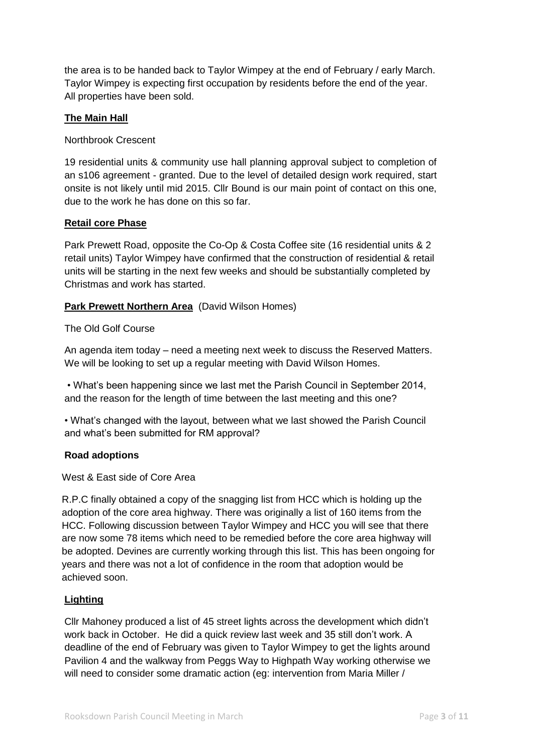the area is to be handed back to Taylor Wimpey at the end of February / early March. Taylor Wimpey is expecting first occupation by residents before the end of the year. All properties have been sold.

**The Main Hall**

Northbrook Crescent

19 residential units & community use hall planning approval subject to completion of an s106 agreement - granted. Due to the level of detailed design work required, start onsite is not likely until mid 2015. Cllr Bound is our main point of contact on this one, due to the work he has done on this so far.

**Retail core Phase**

Park Prewett Road, opposite the Co-Op & Costa Coffee site (16 residential units & 2 retail units) Taylor Wimpey have confirmed that the construction of residential & retail units will be starting in the next few weeks and should be substantially completed by Christmas and work has started.

**Park Prewett Northern Area** (David Wilson Homes)

The Old Golf Course

An agenda item today – need a meeting next week to discuss the Reserved Matters. We will be looking to set up a regular meeting with David Wilson Homes.

- What's been happening since we last met the Parish Council in September 2014, and the reason for the length of time between the last meeting and this one?
- What's changed with the layout, between what we last showed the Parish Council and what's been submitted for RM approval?

**Road adoptions**

West & East side of Core Area

R.P.C finally obtained a copy of the snagging list from HCC which is holding up the adoption of the core area highway. There was originally a list of 160 items from the HCC. Following discussion between Taylor Wimpey and HCC you will see that there are now some 78 items which need to be remedied before the core area highway will be adopted. Devines are currently working through this list. This has been ongoing for years and there was not a lot of confidence in the room that adoption would be achieved soon.

**Lighting**

Cllr Mahoney produced a list of 45 street lights across the development which didn't work back in October. He did a quick review last week and 35 still don't work. A deadline of the end of February was given to Taylor Wimpey to get the lights around Pavilion 4 and the walkway from Peggs Way to Highpath Way working otherwise we will need to consider some dramatic action (eg: intervention from Maria Miller /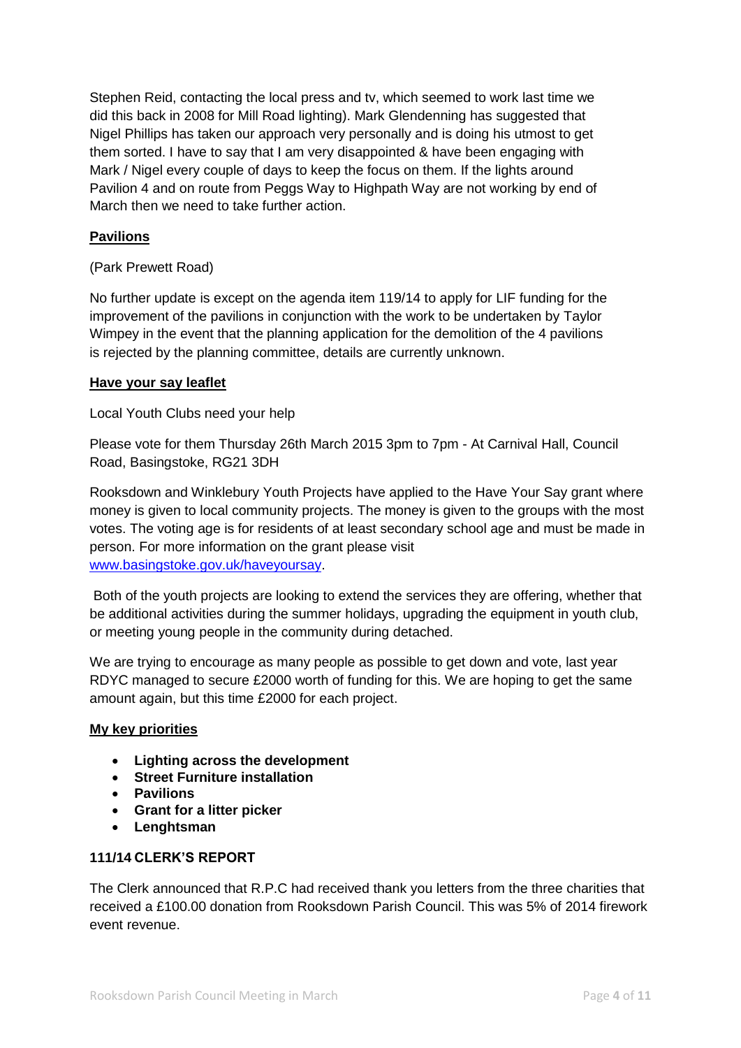Stephen Reid, contacting the local press and tv, which seemed to work last time we did this back in 2008 for Mill Road lighting). Mark Glendenning has suggested that Nigel Phillips has taken our approach very personally and is doing his utmost to get them sorted. I have to say that I am very disappointed & have been engaging with Mark / Nigel every couple of days to keep the focus on them. If the lights around Pavilion 4 and on route from Peggs Way to Highpath Way are not working by end of March then we need to take further action.

**Pavilions**

(Park Prewett Road)

No further update is except on the agenda item 119/14 to apply for LIF funding for the improvement of the pavilions in conjunction with the work to be undertaken by Taylor Wimpey in the event that the planning application for the demolition of the 4 pavilions is rejected by the planning committee, details are currently unknown.

**Have your say leaflet**

Local Youth Clubs need your help

Please vote for them Thursday 26th March 2015 3pm to 7pm - At Carnival Hall, Council Road, Basingstoke, RG21 3DH

Rooksdown and Winklebury Youth Projects have applied to the Have Your Say grant where money is given to local community projects. The money is given to the groups with the most votes. The voting age is for residents of at least secondary school age and must be made in person. For more information on the grant please visit [www.basingstoke.gov.uk/haveyoursay](http://www.basingstoke.gov.uk/haveyoursay).

Both of the youth projects are looking to extend the services they are offering, whether that be additional activities during the summer holidays, upgrading the equipment in youth club, or meeting young people in the community during detached.

We are trying to encourage as many people as possible to get down and vote, last year RDYC managed to secure £2000 worth of funding for this. We are hoping to get the same amount again, but this time £2000 for each project.

**My key priorities**

- **Lighting across the development**
- **Street Furniture installation**
- **Pavilions**
- **Grant for a litter picker**
- **Lenghtsman**

**111/14 CLERK'S REPORT**

The Clerk announced that R.P.C had received thank you letters from the three charities that received a £100.00 donation from Rooksdown Parish Council. This was 5% of 2014 firework event revenue.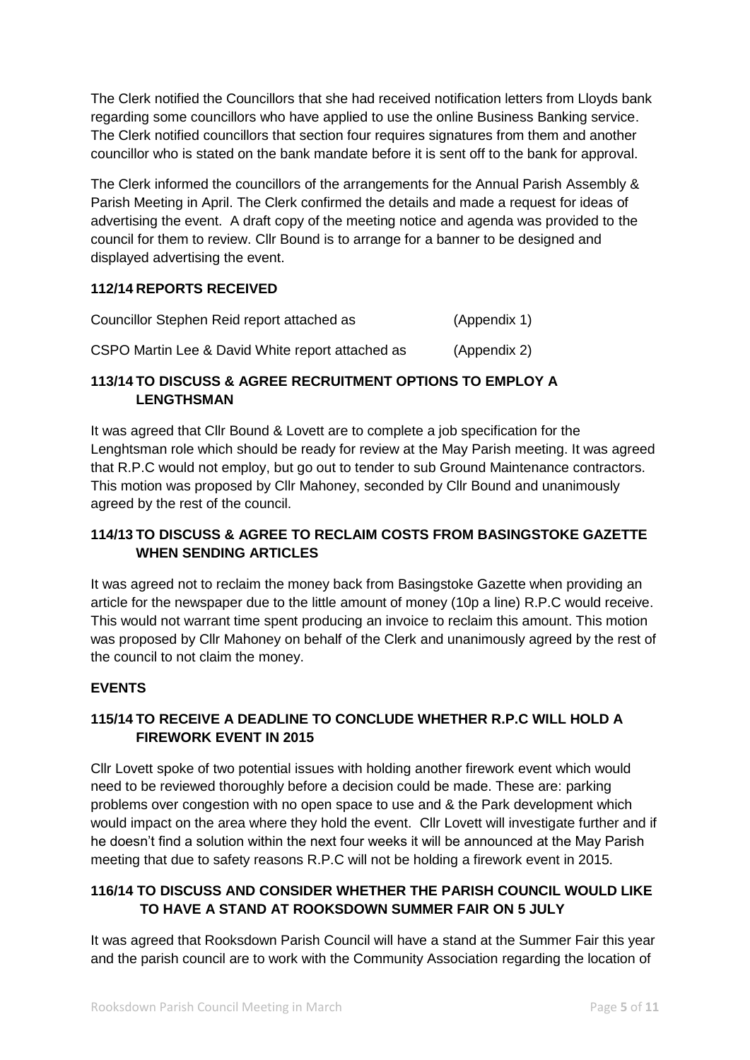The Clerk notified the Councillors that she had received notification letters from Lloyds bank regarding some councillors who have applied to use the online Business Banking service. The Clerk notified councillors that section four requires signatures from them and another councillor who is stated on the bank mandate before it is sent off to the bank for approval.

The Clerk informed the councillors of the arrangements for the Annual Parish Assembly & Parish Meeting in April. The Clerk confirmed the details and made a request for ideas of advertising the event. A draft copy of the meeting notice and agenda was provided to the council for them to review. Cllr Bound is to arrange for a banner to be designed and displayed advertising the event.

**112/14 REPORTS RECEIVED**

Councillor Stephen Reid report attached as (Appendix 1)

CSPO Martin Lee & David White report attached as (Appendix 2)

**113/14 TO DISCUSS & AGREE RECRUITMENT OPTIONS TO EMPLOY A LENGTHSMAN**

It was agreed that Cllr Bound & Lovett are to complete a job specification for the Lenghtsman role which should be ready for review at the May Parish meeting. It was agreed that R.P.C would not employ, but go out to tender to sub Ground Maintenance contractors. This motion was proposed by Cllr Mahoney, seconded by Cllr Bound and unanimously agreed by the rest of the council.

**114/13 TO DISCUSS & AGREE TO RECLAIM COSTS FROM BASINGSTOKE GAZETTE WHEN SENDING ARTICLES**

It was agreed not to reclaim the money back from Basingstoke Gazette when providing an article for the newspaper due to the little amount of money (10p a line) R.P.C would receive. This would not warrant time spent producing an invoice to reclaim this amount. This motion was proposed by Cllr Mahoney on behalf of the Clerk and unanimously agreed by the rest of the council to not claim the money.

**EVENTS**

**115/14 TO RECEIVE A DEADLINE TO CONCLUDE WHETHER R.P.C WILL HOLD A FIREWORK EVENT IN 2015**

Cllr Lovett spoke of two potential issues with holding another firework event which would need to be reviewed thoroughly before a decision could be made. These are: parking problems over congestion with no open space to use and & the Park development which would impact on the area where they hold the event. Cllr Lovett will investigate further and if he doesn't find a solution within the next four weeks it will be announced at the May Parish meeting that due to safety reasons R.P.C will not be holding a firework event in 2015.

**116/14 TO DISCUSS AND CONSIDER WHETHER THE PARISH COUNCIL WOULD LIKE TO HAVE A STAND AT ROOKSDOWN SUMMER FAIR ON 5 JULY**

It was agreed that Rooksdown Parish Council will have a stand at the Summer Fair this year and the parish council are to work with the Community Association regarding the location of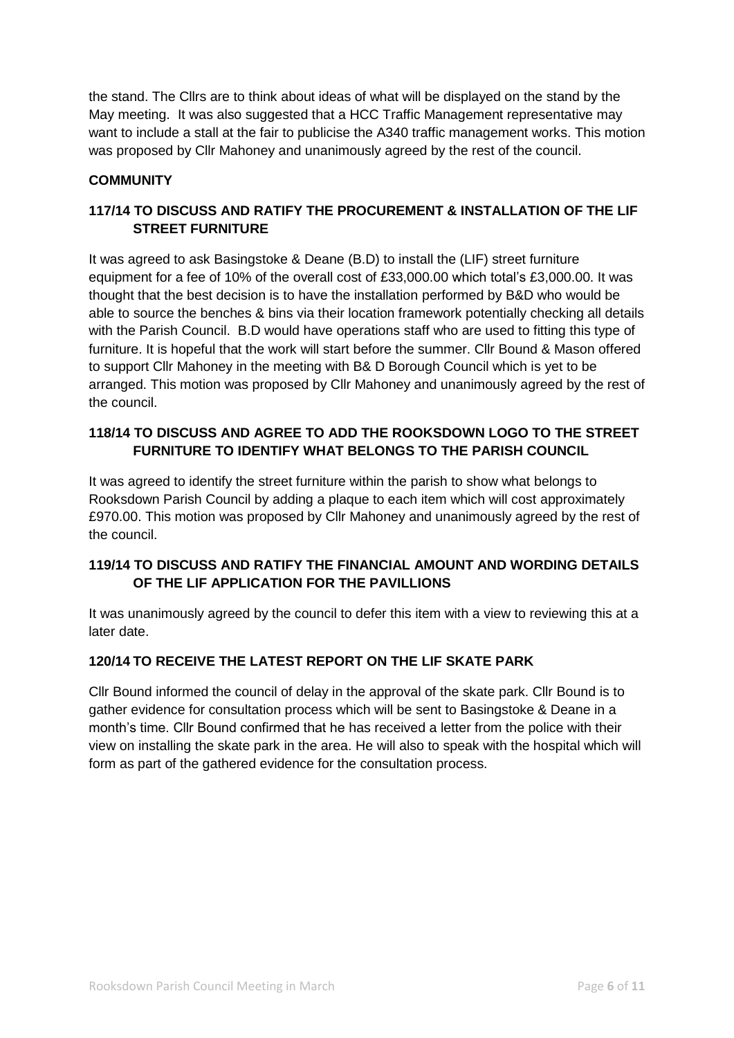the stand. The Cllrs are to think about ideas of what will be displayed on the stand by the May meeting. It was also suggested that a HCC Traffic Management representative may want to include a stall at the fair to publicise the A340 traffic management works. This motion was proposed by Cllr Mahoney and unanimously agreed by the rest of the council.

**COMMUNITY**

### 117/14 TO DISCUSS AND RATIFY THE PROCUREMENT & INSTALLATION OF THE LIF STREET FURNITURE

It was agreed to ask Basingstoke & Deane (B.D) to install the (LIF) street furniture equipment for a fee of 10% of the overall cost of £33,000.00 which total's £3,000.00. It was thought that the best decision is to have the installation performed by B&D who would be able to source the benches & bins via their location framework potentially checking all details with the Parish Council. B.D would have operations staff who are used to fitting this type of furniture. It is hopeful that the work will start before the summer. Cllr Bound & Mason offered to support Cllr Mahoney in the meeting with B& D Borough Council which is yet to be arranged. This motion was proposed by Cllr Mahoney and unanimously agreed by the rest of the council.

### 118/14 TO DISCUSS AND AGREE TO ADD THE ROOKSDOWN LOGO TO THE STREET FURNITURE TO IDENTIFY WHAT BELONGS TO THE PARISH COUNCIL

It was agreed to identify the street furniture within the parish to show what belongs to Rooksdown Parish Council by adding a plaque to each item which will cost approximately £970.00. This motion was proposed by Cllr Mahoney and unanimously agreed by the rest of the council.

### 119/14 TO DISCUSS AND RATIFY THE FINANCIAL AMOUNT AND WORDING DETAILS OF THE LIF APPLICATION FOR THE PAVILLIONS

It was unanimously agreed by the council to defer this item with a view to reviewing this at a later date.

### 120/14 TO RECEIVE THE LATEST REPORT ON THE LIF SKATE PARK

Cllr Bound informed the council of delay in the approval of the skate park. Cllr Bound is to gather evidence for consultation process which will be sent to Basingstoke & Deane in a month's time. Cllr Bound confirmed that he has received a letter from the police with their view on installing the skate park in the area. He will also to speak with the hospital which will form as part of the gathered evidence for the consultation process.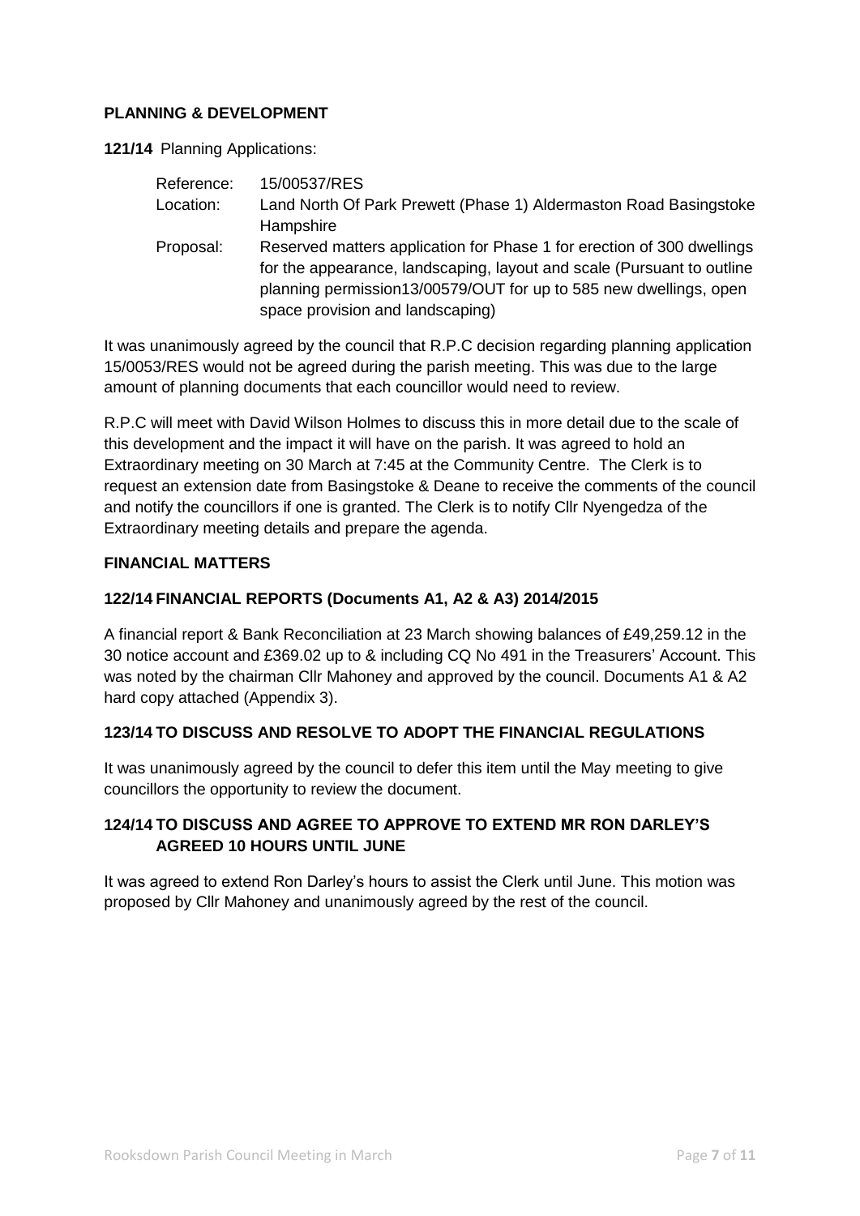**PLANNING & DEVELOPMENT**

**121/14** Planning Applications:

| | |
|---|---|
| Reference: | 15/00537/RES |
| Location: | Land North Of Park Prewett (Phase 1) Aldermaston Road Basingstoke Hampshire |
| Proposal: | Reserved matters application for Phase 1 for erection of 300 dwellings for the appearance, landscaping, layout and scale (Pursuant to outline planning permission13/00579/OUT for up to 585 new dwellings, open space provision and landscaping) |

It was unanimously agreed by the council that R.P.C decision regarding planning application 15/0053/RES would not be agreed during the parish meeting. This was due to the large amount of planning documents that each councillor would need to review.

R.P.C will meet with David Wilson Holmes to discuss this in more detail due to the scale of this development and the impact it will have on the parish. It was agreed to hold an Extraordinary meeting on 30 March at 7:45 at the Community Centre. The Clerk is to request an extension date from Basingstoke & Deane to receive the comments of the council and notify the councillors if one is granted. The Clerk is to notify Cllr Nyengedza of the Extraordinary meeting details and prepare the agenda.

**FINANCIAL MATTERS**

**122/14 FINANCIAL REPORTS (Documents A1, A2 & A3) 2014/2015**

A financial report & Bank Reconciliation at 23 March showing balances of £49,259.12 in the 30 notice account and £369.02 up to & including CQ No 491 in the Treasurers' Account. This was noted by the chairman Cllr Mahoney and approved by the council. Documents A1 & A2 hard copy attached (Appendix 3).

**123/14 TO DISCUSS AND RESOLVE TO ADOPT THE FINANCIAL REGULATIONS**

It was unanimously agreed by the council to defer this item until the May meeting to give councillors the opportunity to review the document.

**124/14 TO DISCUSS AND AGREE TO APPROVE TO EXTEND MR RON DARLEY'S AGREED 10 HOURS UNTIL JUNE**

It was agreed to extend Ron Darley's hours to assist the Clerk until June. This motion was proposed by Cllr Mahoney and unanimously agreed by the rest of the council.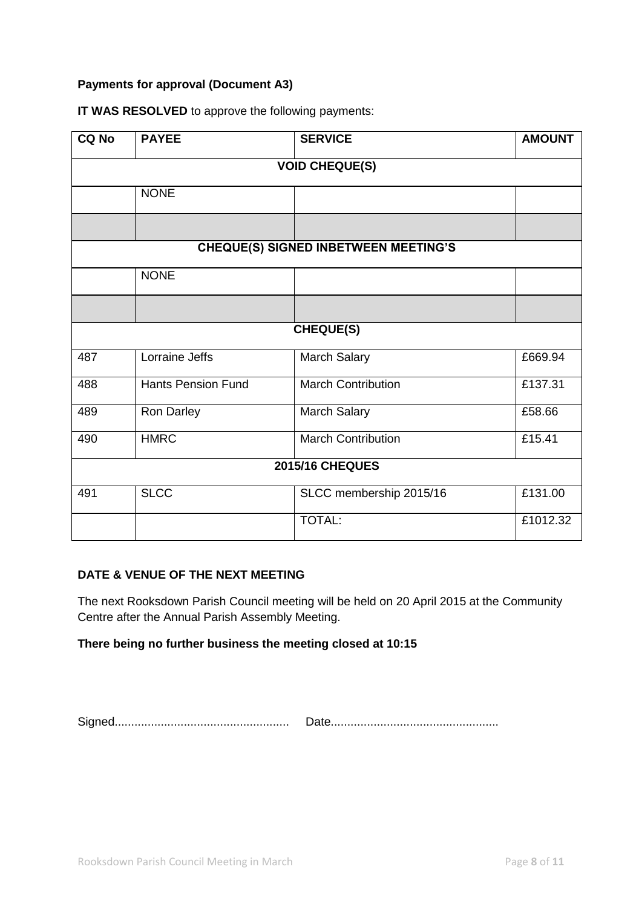**Payments for approval (Document A3)**

**IT WAS RESOLVED** to approve the following payments:

| CQ No | PAYEE | SERVICE | AMOUNT |
|---|---|---|---|
| **VOID CHEQUE(S)** | | | |
| | NONE | | |
| | | | |
| **CHEQUE(S) SIGNED INBETWEEN MEETING'S** | | | |
| | NONE | | |
| | | | |
| **CHEQUE(S)** | | | |
| 487 | Lorraine Jeffs | March Salary | £669.94 |
| 488 | Hants Pension Fund | March Contribution | £137.31 |
| 489 | Ron Darley | March Salary | £58.66 |
| 490 | HMRC | March Contribution | £15.41 |
| **2015/16 CHEQUES** | | | |
| 491 | SLCC | SLCC membership 2015/16 | £131.00 |
| | | TOTAL: | £1012.32 |

**DATE & VENUE OF THE NEXT MEETING**

The next Rooksdown Parish Council meeting will be held on 20 April 2015 at the Community Centre after the Annual Parish Assembly Meeting.

**There being no further business the meeting closed at 10:15**

Signed.................................................... Date..................................................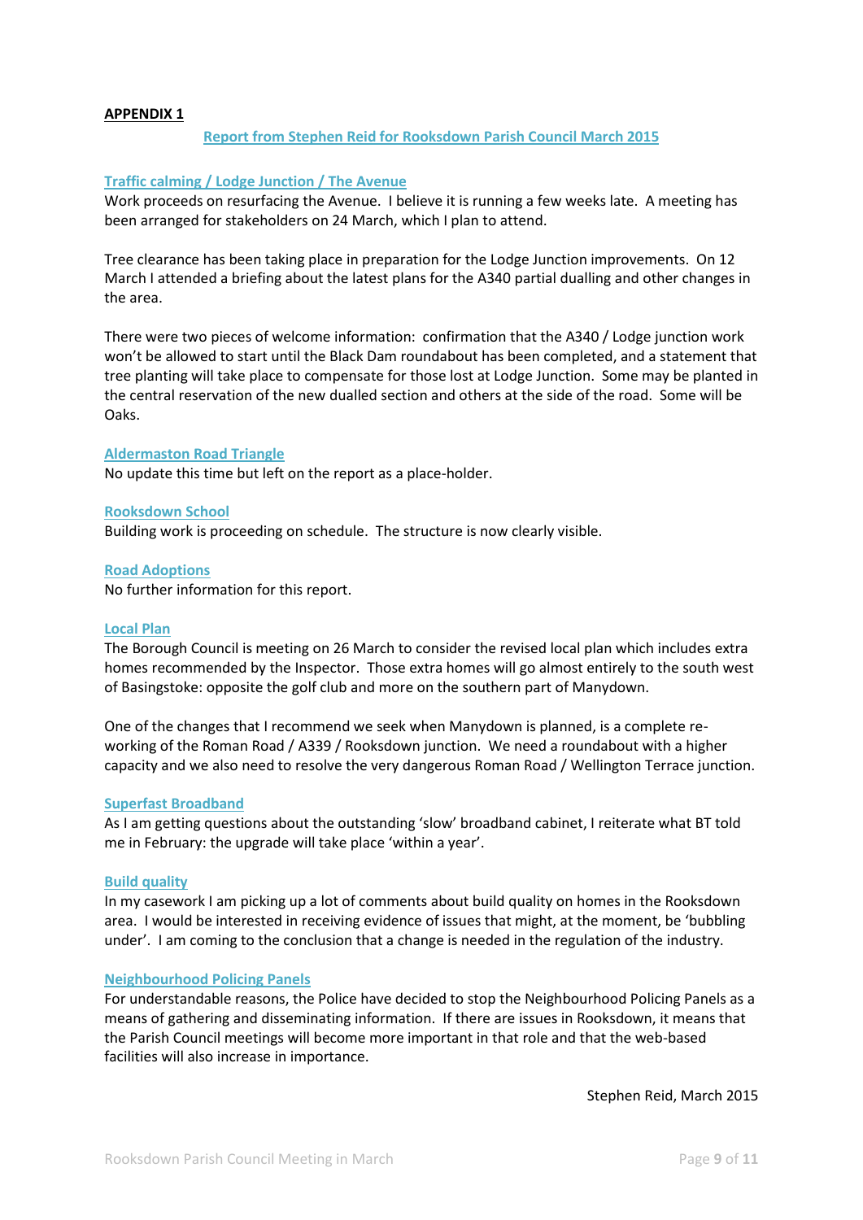**APPENDIX 1**

## Report from Stephen Reid for Rooksdown Parish Council March 2015

### Traffic calming / Lodge Junction / The Avenue

Work proceeds on resurfacing the Avenue. I believe it is running a few weeks late. A meeting has been arranged for stakeholders on 24 March, which I plan to attend.

Tree clearance has been taking place in preparation for the Lodge Junction improvements. On 12 March I attended a briefing about the latest plans for the A340 partial dualling and other changes in the area.

There were two pieces of welcome information: confirmation that the A340 / Lodge junction work won't be allowed to start until the Black Dam roundabout has been completed, and a statement that tree planting will take place to compensate for those lost at Lodge Junction. Some may be planted in the central reservation of the new dualled section and others at the side of the road. Some will be Oaks.

### Aldermaston Road Triangle

No update this time but left on the report as a place-holder.

### Rooksdown School

Building work is proceeding on schedule. The structure is now clearly visible.

### Road Adoptions

No further information for this report.

### Local Plan

The Borough Council is meeting on 26 March to consider the revised local plan which includes extra homes recommended by the Inspector. Those extra homes will go almost entirely to the south west of Basingstoke: opposite the golf club and more on the southern part of Manydown.

One of the changes that I recommend we seek when Manydown is planned, is a complete re-working of the Roman Road / A339 / Rooksdown junction. We need a roundabout with a higher capacity and we also need to resolve the very dangerous Roman Road / Wellington Terrace junction.

### Superfast Broadband

As I am getting questions about the outstanding 'slow' broadband cabinet, I reiterate what BT told me in February: the upgrade will take place 'within a year'.

### Build quality

In my casework I am picking up a lot of comments about build quality on homes in the Rooksdown area. I would be interested in receiving evidence of issues that might, at the moment, be 'bubbling under'. I am coming to the conclusion that a change is needed in the regulation of the industry.

### Neighbourhood Policing Panels

For understandable reasons, the Police have decided to stop the Neighbourhood Policing Panels as a means of gathering and disseminating information. If there are issues in Rooksdown, it means that the Parish Council meetings will become more important in that role and that the web-based facilities will also increase in importance.

Stephen Reid, March 2015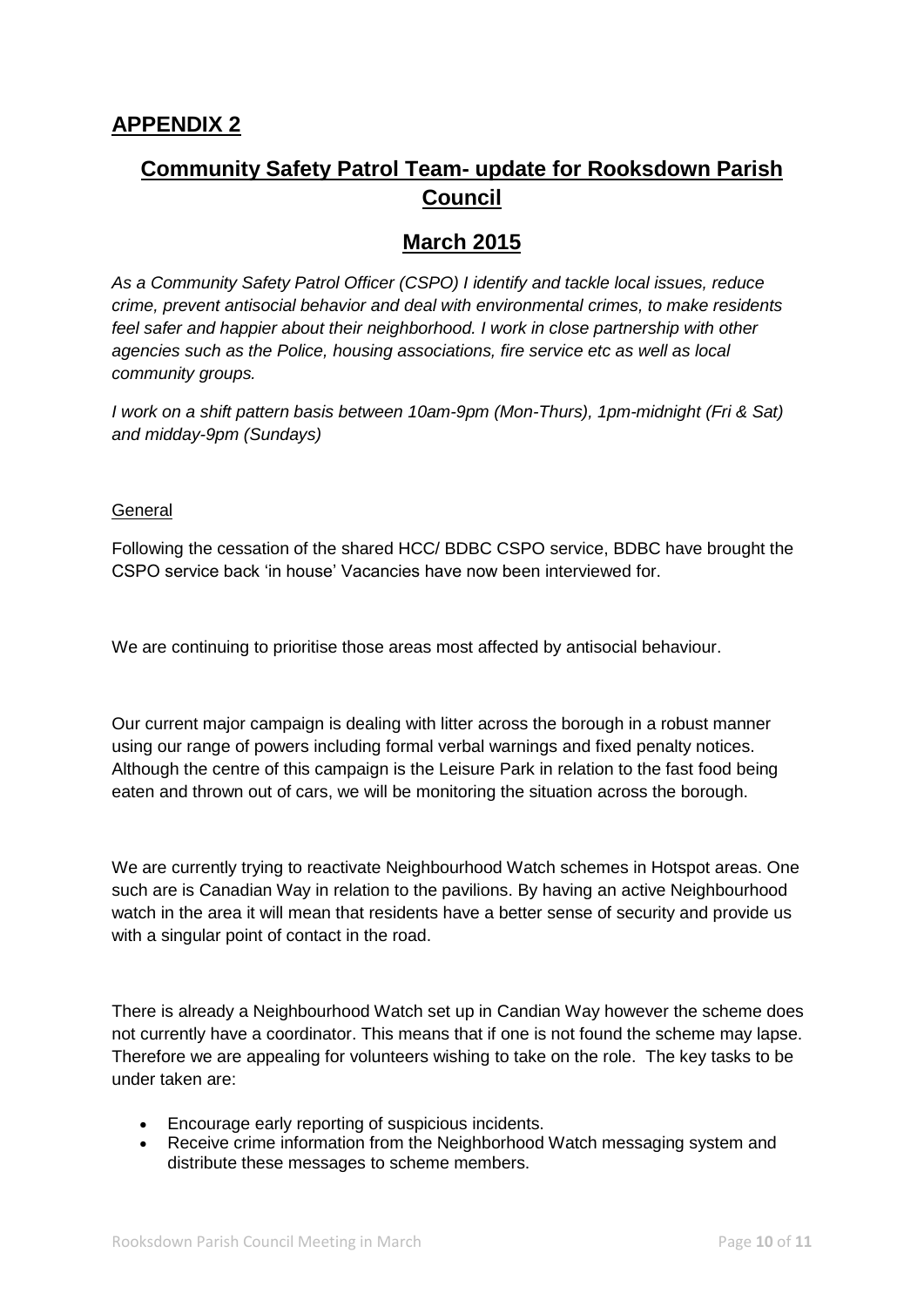## APPENDIX 2

# Community Safety Patrol Team- update for Rooksdown Parish Council

## March 2015

*As a Community Safety Patrol Officer (CSPO) I identify and tackle local issues, reduce crime, prevent antisocial behavior and deal with environmental crimes, to make residents feel safer and happier about their neighborhood. I work in close partnership with other agencies such as the Police, housing associations, fire service etc as well as local community groups.*

*I work on a shift pattern basis between 10am-9pm (Mon-Thurs), 1pm-midnight (Fri & Sat) and midday-9pm (Sundays)*

General

Following the cessation of the shared HCC/ BDBC CSPO service, BDBC have brought the CSPO service back 'in house' Vacancies have now been interviewed for.

We are continuing to prioritise those areas most affected by antisocial behaviour.

Our current major campaign is dealing with litter across the borough in a robust manner using our range of powers including formal verbal warnings and fixed penalty notices. Although the centre of this campaign is the Leisure Park in relation to the fast food being eaten and thrown out of cars, we will be monitoring the situation across the borough.

We are currently trying to reactivate Neighbourhood Watch schemes in Hotspot areas. One such are is Canadian Way in relation to the pavilions. By having an active Neighbourhood watch in the area it will mean that residents have a better sense of security and provide us with a singular point of contact in the road.

There is already a Neighbourhood Watch set up in Candian Way however the scheme does not currently have a coordinator. This means that if one is not found the scheme may lapse. Therefore we are appealing for volunteers wishing to take on the role. The key tasks to be under taken are:

- Encourage early reporting of suspicious incidents.
- Receive crime information from the Neighborhood Watch messaging system and distribute these messages to scheme members.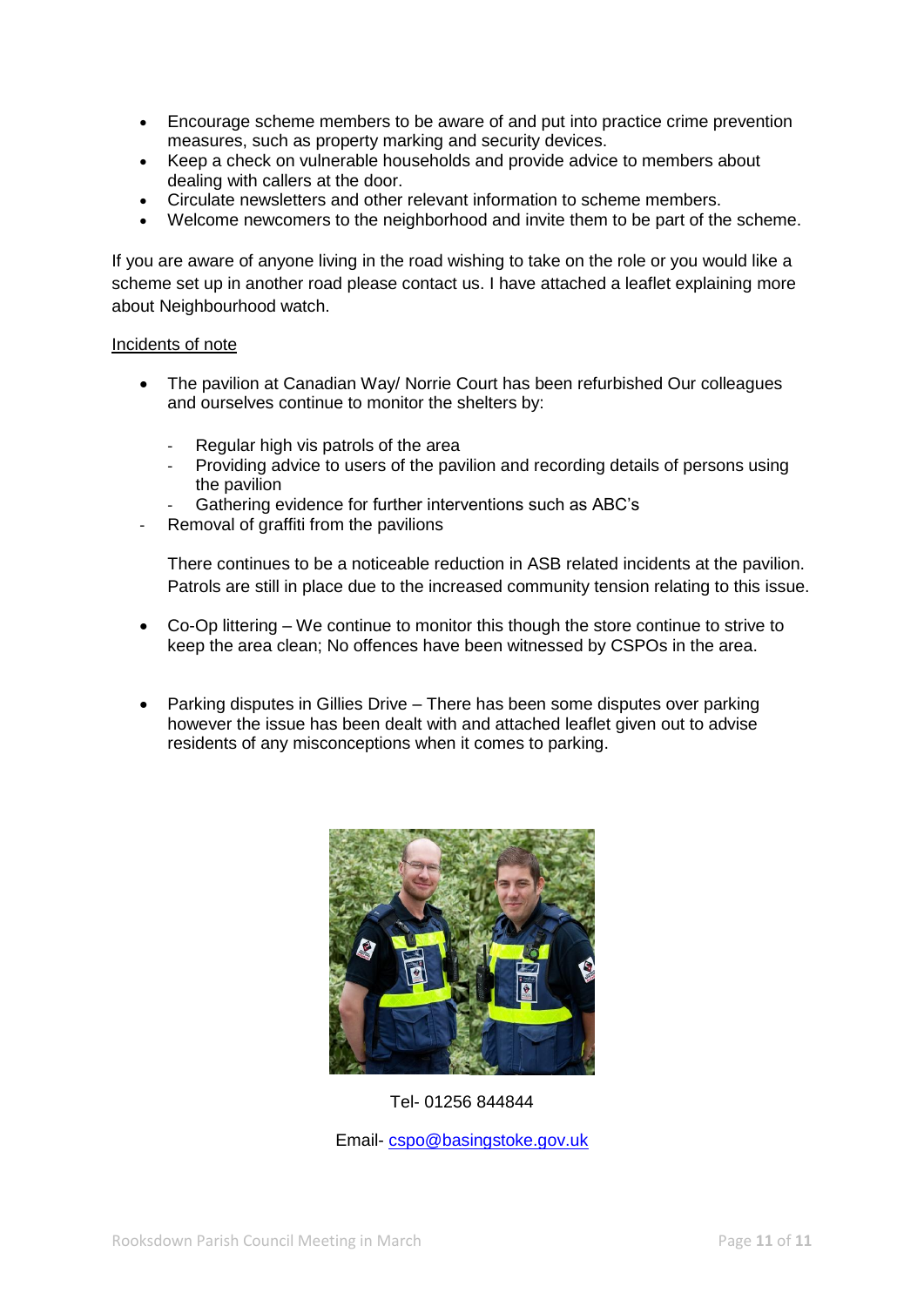- Encourage scheme members to be aware of and put into practice crime prevention measures, such as property marking and security devices.
- Keep a check on vulnerable households and provide advice to members about dealing with callers at the door.
- Circulate newsletters and other relevant information to scheme members.
- Welcome newcomers to the neighborhood and invite them to be part of the scheme.

If you are aware of anyone living in the road wishing to take on the role or you would like a scheme set up in another road please contact us. I have attached a leaflet explaining more about Neighbourhood watch.

Incidents of note

- The pavilion at Canadian Way/ Norrie Court has been refurbished Our colleagues and ourselves continue to monitor the shelters by:
  - Regular high vis patrols of the area
  - Providing advice to users of the pavilion and recording details of persons using the pavilion
  - Gathering evidence for further interventions such as ABC's
- Removal of graffiti from the pavilions

  There continues to be a noticeable reduction in ASB related incidents at the pavilion. Patrols are still in place due to the increased community tension relating to this issue.

- Co-Op littering – We continue to monitor this though the store continue to strive to keep the area clean; No offences have been witnessed by CSPOs in the area.

- Parking disputes in Gillies Drive – There has been some disputes over parking however the issue has been dealt with and attached leaflet given out to advise residents of any misconceptions when it comes to parking.

Tel- 01256 844844

Email- cspo@basingstoke.gov.uk